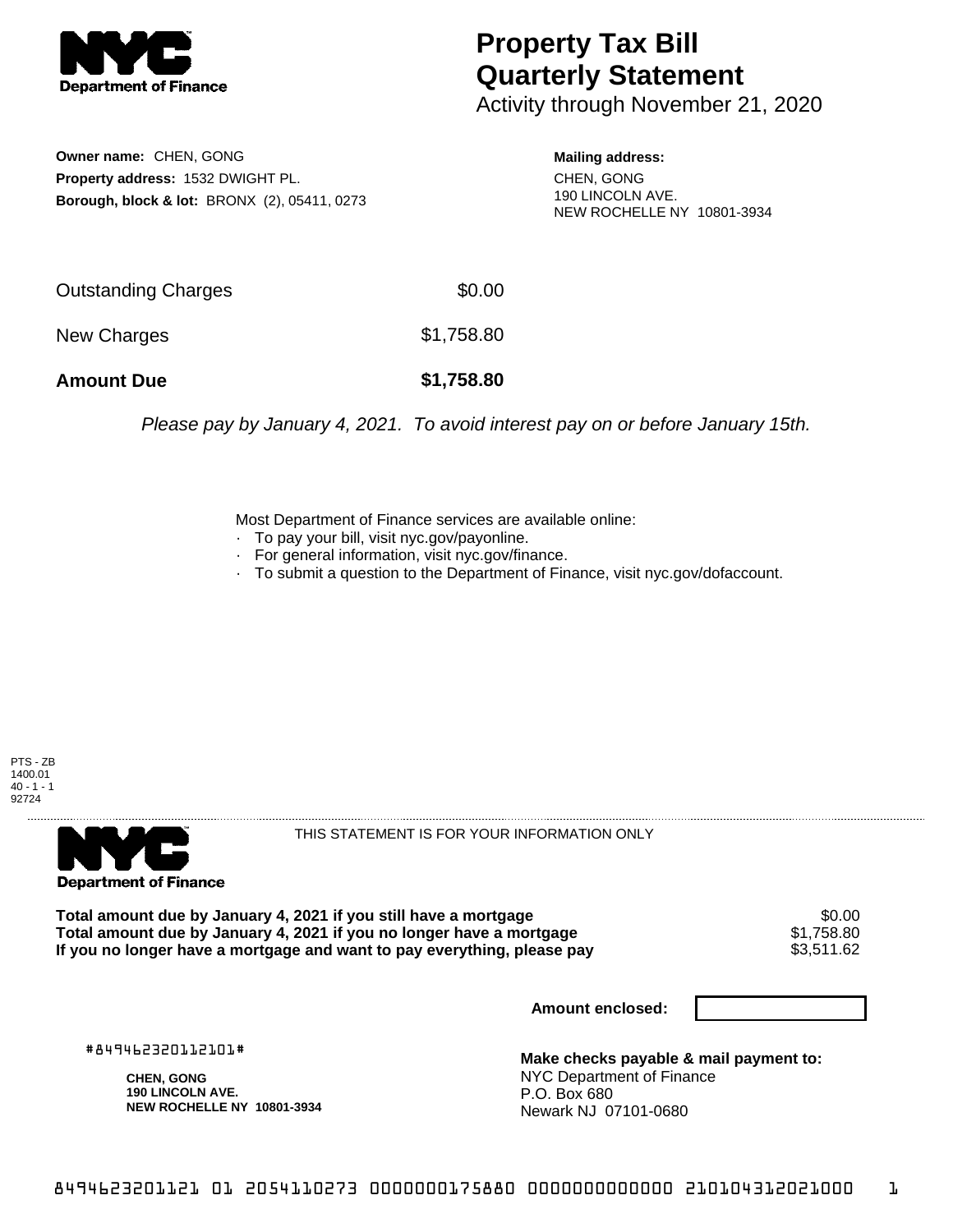# Property Tax Bill Quarterly Statement

Activity through November 21, 2020

**Owner name:** CHEN, GONG
**Property address:** 1532 DWIGHT PL.
**Borough, block & lot:** BRONX (2), 05411, 0273

**Mailing address:**
CHEN, GONG
190 LINCOLN AVE.
NEW ROCHELLE NY 10801-3934

| | |
|---|---|
| Outstanding Charges | $0.00 |
| New Charges | $1,758.80 |
| **Amount Due** | **$1,758.80** |

*Please pay by January 4, 2021. To avoid interest pay on or before January 15th.*

Most Department of Finance services are available online:
- To pay your bill, visit nyc.gov/payonline.
- For general information, visit nyc.gov/finance.
- To submit a question to the Department of Finance, visit nyc.gov/dofaccount.

PTS - ZB
1400.01
40 - 1 - 1
92724

THIS STATEMENT IS FOR YOUR INFORMATION ONLY

| | |
|---|---|
| **Total amount due by January 4, 2021 if you still have a mortgage** | $0.00 |
| **Total amount due by January 4, 2021 if you no longer have a mortgage** | $1,758.80 |
| **If you no longer have a mortgage and want to pay everything, please pay** | $3,511.62 |

**Amount enclosed:**

#849462320112101#

**CHEN, GONG**
**190 LINCOLN AVE.**
**NEW ROCHELLE NY 10801-3934**

**Make checks payable & mail payment to:**
NYC Department of Finance
P.O. Box 680
Newark NJ 07101-0680

8494623201121 01 2054110273 0000000175880 0000000000000 210104312021000 1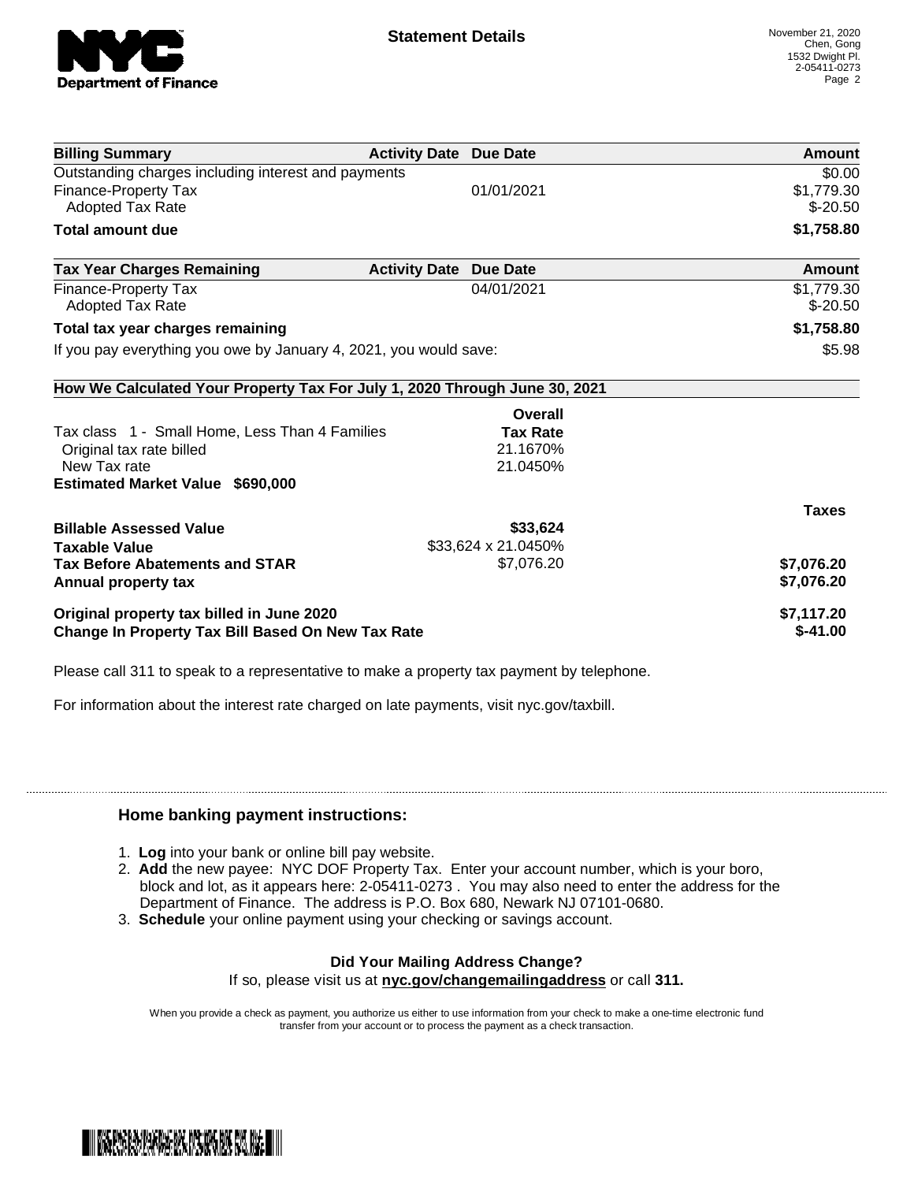## Statement Details

November 21, 2020
Chen, Gong
1532 Dwight Pl.
2-05411-0273

| Billing Summary | Activity Date | Due Date | Amount |
|---|---|---|---|
| Outstanding charges including interest and payments | | | $0.00 |
| Finance-Property Tax | | 01/01/2021 | $1,779.30 |
| Adopted Tax Rate | | | $-20.50 |
| **Total amount due** | | | **$1,758.80** |

| Tax Year Charges Remaining | Activity Date | Due Date | Amount |
|---|---|---|---|
| Finance-Property Tax | | 04/01/2021 | $1,779.30 |
| Adopted Tax Rate | | | $-20.50 |
| **Total tax year charges remaining** | | | **$1,758.80** |
| If you pay everything you owe by January 4, 2021, you would save: | | | $5.98 |

**How We Calculated Your Property Tax For July 1, 2020 Through June 30, 2021**

| | Overall Tax Rate | |
|---|---|---|
| Tax class 1 - Small Home, Less Than 4 Families | | |
| Original tax rate billed | 21.1670% | |
| New Tax rate | 21.0450% | |
| **Estimated Market Value $690,000** | | |
| | | **Taxes** |
| **Billable Assessed Value** | **$33,624** | |
| **Taxable Value** | $33,624 x 21.0450% | |
| **Tax Before Abatements and STAR** | $7,076.20 | **$7,076.20** |
| **Annual property tax** | | **$7,076.20** |
| **Original property tax billed in June 2020** | | **$7,117.20** |
| **Change In Property Tax Bill Based On New Tax Rate** | | **$-41.00** |

Please call 311 to speak to a representative to make a property tax payment by telephone.

For information about the interest rate charged on late payments, visit nyc.gov/taxbill.

### Home banking payment instructions:

1. **Log** into your bank or online bill pay website.
2. **Add** the new payee: NYC DOF Property Tax. Enter your account number, which is your boro, block and lot, as it appears here: 2-05411-0273 . You may also need to enter the address for the Department of Finance. The address is P.O. Box 680, Newark NJ 07101-0680.
3. **Schedule** your online payment using your checking or savings account.

**Did Your Mailing Address Change?**
If so, please visit us at **nyc.gov/changemailingaddress** or call **311.**

When you provide a check as payment, you authorize us either to use information from your check to make a one-time electronic fund transfer from your account or to process the payment as a check transaction.